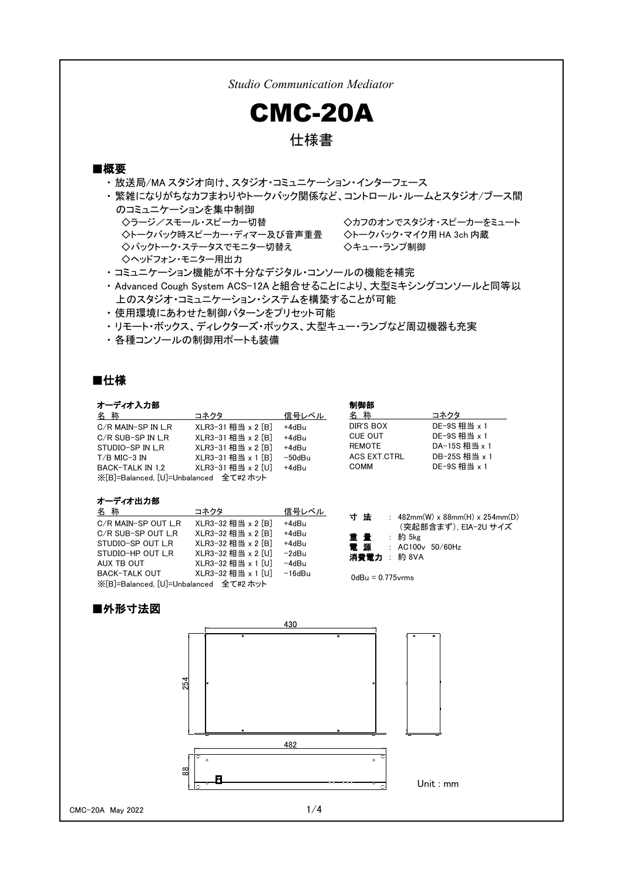*Studio Communication Mediator*

# CMC-20A

## 仕様書

## ■概要

- 放送局/MA スタジオ向け、スタジオ・コミュニケーション・インターフェース
- 繁雑になりがちなカフまわりやトークバック関係など、コントロール・ルームとスタジオ/ブース間のコミュニケーションを集中制御
  - ◇ラージ／スモール・スピーカー切替
  - ◇トークバック時スピーカー・ディマー及び音声重畳
  - ◇バックトーク・ステータスでモニター切替え
  - ◇ヘッドフォン・モニター用出力
  - ◇カフのオンでスタジオ・スピーカーをミュート
  - ◇トークバック・マイク用 HA 3ch 内蔵
  - ◇キュー・ランプ制御
- コミュニケーション機能が不十分なデジタル・コンソールの機能を補完
- Advanced Cough System ACS-12A と組合せることにより、大型ミキシングコンソールと同等以上のスタジオ・コミュニケーション・システムを構築することが可能
- 使用環境にあわせた制御パターンをプリセット可能
- リモート・ボックス、ディレクターズ・ボックス、大型キュー・ランプなど周辺機器も充実
- 各種コンソールの制御用ポートも装備

## ■仕様

### オーディオ入力部

| 名 称 | コネクタ | 信号レベル |
|---|---|---|
| C/R MAIN-SP IN L,R | XLR3-31 相当 x 2 [B] | +4dBu |
| C/R SUB-SP IN L,R | XLR3-31 相当 x 2 [B] | +4dBu |
| STUDIO-SP IN L,R | XLR3-31 相当 x 2 [B] | +4dBu |
| T/B MIC-3 IN | XLR3-31 相当 x 1 [B] | -50dBu |
| BACK-TALK IN 1,2 | XLR3-31 相当 x 2 [U] | +4dBu |

※[B]=Balanced, [U]=Unbalanced 全て#2 ホット

### オーディオ出力部

| 名 称 | コネクタ | 信号レベル |
|---|---|---|
| C/R MAIN-SP OUT L,R | XLR3-32 相当 x 2 [B] | +4dBu |
| C/R SUB-SP OUT L,R | XLR3-32 相当 x 2 [B] | +4dBu |
| STUDIO-SP OUT L,R | XLR3-32 相当 x 2 [B] | +4dBu |
| STUDIO-HP OUT L,R | XLR3-32 相当 x 2 [U] | -2dBu |
| AUX TB OUT | XLR3-32 相当 x 1 [U] | -4dBu |
| BACK-TALK OUT | XLR3-32 相当 x 1 [U] | -16dBu |

※[B]=Balanced, [U]=Unbalanced 全て#2 ホット

### 制御部

| 名 称 | コネクタ |
|---|---|
| DIR'S BOX | DE-9S 相当 x 1 |
| CUE OUT | DE-9S 相当 x 1 |
| REMOTE | DA-15S 相当 x 1 |
| ACS EXT.CTRL | DB-25S 相当 x 1 |
| COMM | DE-9S 相当 x 1 |

**寸 法** : 482mm(W) x 88mm(H) x 254mm(D)（突起部含まず), EIA-2U サイズ
**重 量** : 約 5kg
**電 源** : AC100v 50/60Hz
**消費電力** : 約 8VA

0dBu = 0.775vrms

## ■外形寸法図

430
254
482
88

Unit : mm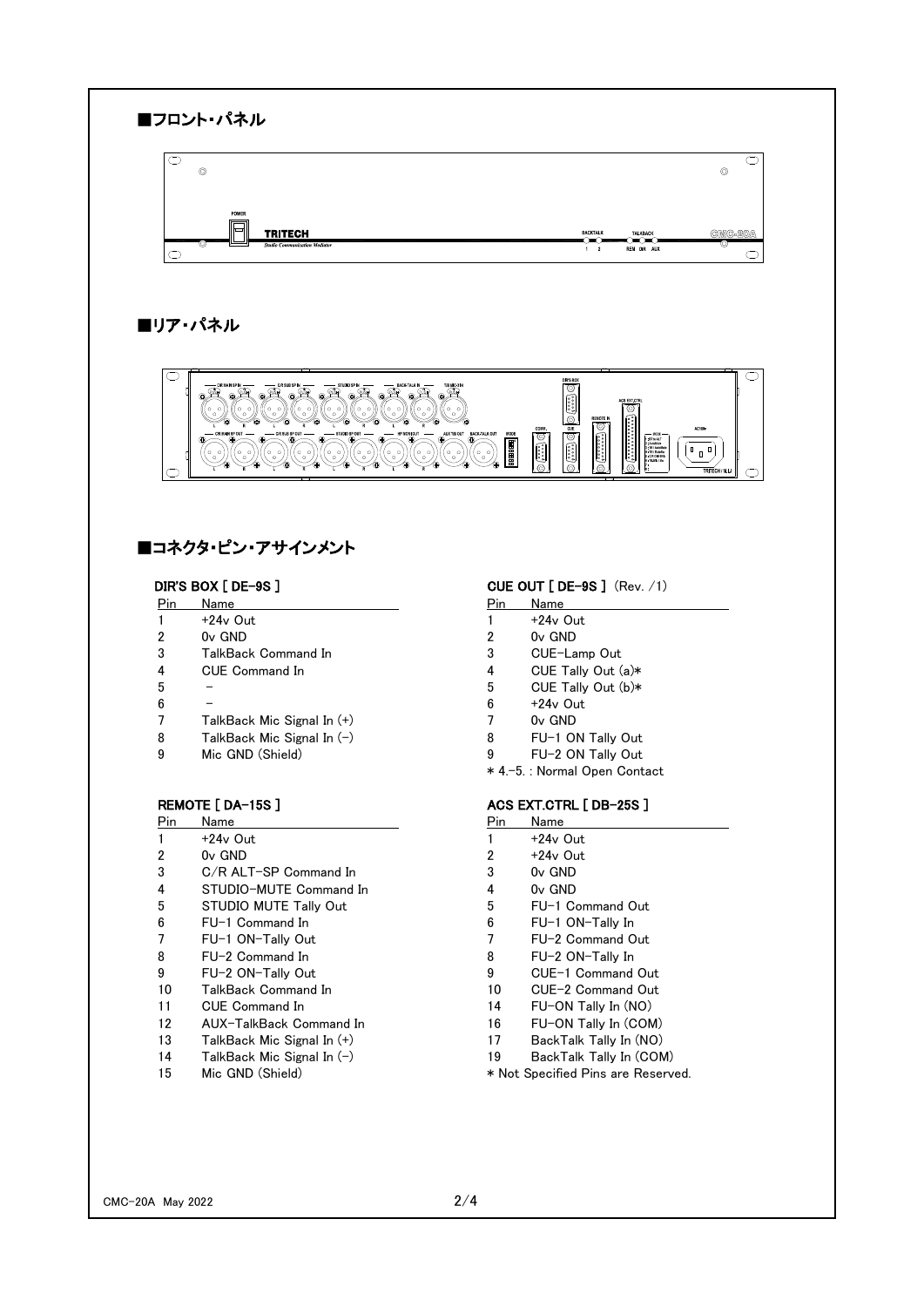## ■フロント・パネル

## ■リア・パネル

## ■コネクタ・ピン・アサインメント

### DIR'S BOX [ DE-9S ]

| Pin | Name |
|---|---|
| 1 | +24v Out |
| 2 | 0v GND |
| 3 | TalkBack Command In |
| 4 | CUE Command In |
| 5 | – |
| 6 | – |
| 7 | TalkBack Mic Signal In (+) |
| 8 | TalkBack Mic Signal In (−) |
| 9 | Mic GND (Shield) |

### CUE OUT [ DE-9S ] (Rev. /1)

| Pin | Name |
|---|---|
| 1 | +24v Out |
| 2 | 0v GND |
| 3 | CUE-Lamp Out |
| 4 | CUE Tally Out (a)* |
| 5 | CUE Tally Out (b)* |
| 6 | +24v Out |
| 7 | 0v GND |
| 8 | FU-1 ON Tally Out |
| 9 | FU-2 ON Tally Out |

* 4.-5. : Normal Open Contact

### REMOTE [ DA-15S ]

| Pin | Name |
|---|---|
| 1 | +24v Out |
| 2 | 0v GND |
| 3 | C/R ALT-SP Command In |
| 4 | STUDIO-MUTE Command In |
| 5 | STUDIO MUTE Tally Out |
| 6 | FU-1 Command In |
| 7 | FU-1 ON-Tally Out |
| 8 | FU-2 Command In |
| 9 | FU-2 ON-Tally Out |
| 10 | TalkBack Command In |
| 11 | CUE Command In |
| 12 | AUX-TalkBack Command In |
| 13 | TalkBack Mic Signal In (+) |
| 14 | TalkBack Mic Signal In (−) |
| 15 | Mic GND (Shield) |

### ACS EXT.CTRL [ DB-25S ]

| Pin | Name |
|---|---|
| 1 | +24v Out |
| 2 | +24v Out |
| 3 | 0v GND |
| 4 | 0v GND |
| 5 | FU-1 Command Out |
| 6 | FU-1 ON-Tally In |
| 7 | FU-2 Command Out |
| 8 | FU-2 ON-Tally In |
| 9 | CUE-1 Command Out |
| 10 | CUE-2 Command Out |
| 14 | FU-ON Tally In (NO) |
| 16 | FU-ON Tally In (COM) |
| 17 | BackTalk Tally In (NO) |
| 19 | BackTalk Tally In (COM) |

* Not Specified Pins are Reserved.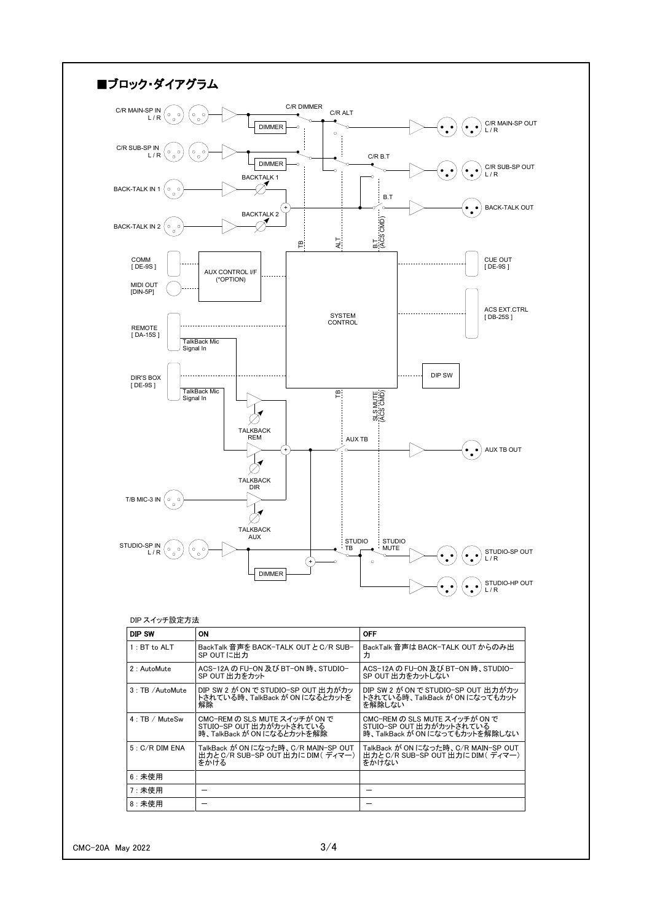# ■ブロック・ダイアグラム

DIP スイッチ設定方法

| DIP SW | ON | OFF |
| --- | --- | --- |
| 1 : BT to ALT | BackTalk 音声を BACK-TALK OUT と C/R SUB-SP OUT に出力 | BackTalk 音声は BACK-TALK OUT からのみ出力 |
| 2 : AutoMute | ACS-12A の FU-ON 及び BT-ON 時、STUDIO-SP OUT 出力をカット | ACS-12A の FU-ON 及び BT-ON 時、STUDIO-SP OUT 出力をカットしない |
| 3 : TB /AutoMute | DIP SW 2 が ON で STUDIO-SP OUT 出力がカットされている時、TalkBack が ON になるとカットを解除 | DIP SW 2 が ON で STUDIO-SP OUT 出力がカットされている時、TalkBack が ON になってもカットを解除しない |
| 4 : TB / MuteSw | CMC-REM の SLS MUTE スイッチが ON で STUIO-SP OUT 出力がカットされている時、TalkBack が ON になるとカットを解除 | CMC-REM の SLS MUTE スイッチが ON で STUIO-SP OUT 出力がカットされている時、TalkBack が ON になってもカットを解除しない |
| 5 : C/R DIM ENA | TalkBack が ON になった時、C/R MAIN-SP OUT 出力と C/R SUB-SP OUT 出力に DIM( ディマー) をかける | TalkBack が ON になった時、C/R MAIN-SP OUT 出力と C/R SUB-SP OUT 出力に DIM( ディマー) をかけない |
| 6 : 未使用 | | |
| 7 : 未使用 | ー | ー |
| 8 : 未使用 | ー | ー |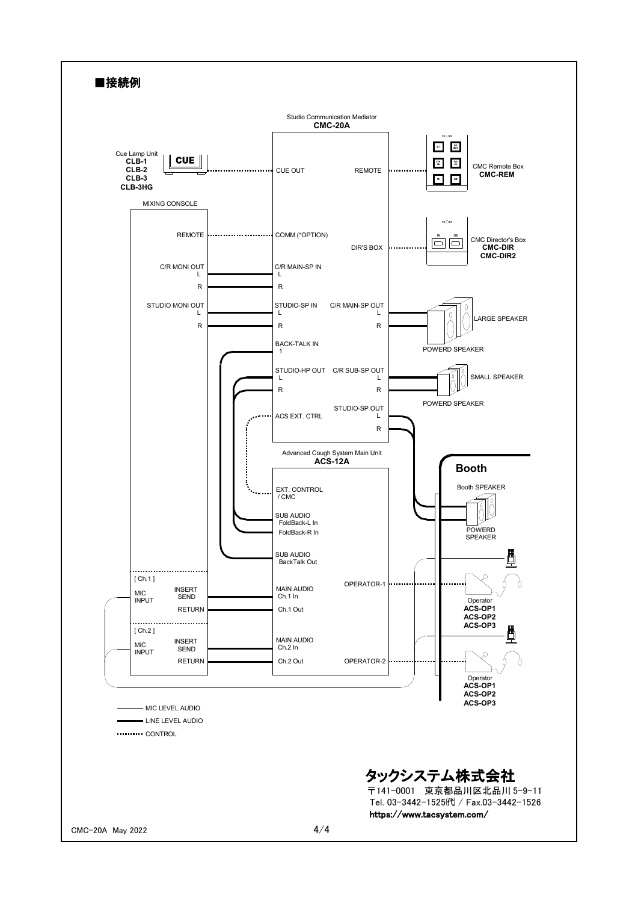## ■接続例

Studio Communication Mediator
**CMC-20A**

Cue Lamp Unit
**CLB-1**
**CLB-2**
**CLB-3**
**CLB-3HG**

CUE

CUE OUT

REMOTE

CMC Remote Box
**CMC-REM**

MIXING CONSOLE

REMOTE

COMM (*OPTION)

DIR'S BOX

CMC Director's Box
**CMC-DIR**
**CMC-DIR2**

C/R MONI OUT
L
R

C/R MAIN-SP IN
L
R

STUDIO MONI OUT
L
R

STUDIO-SP IN
L
R

C/R MAIN-SP OUT
L
R

LARGE SPEAKER

POWERD SPEAKER

BACK-TALK IN
1

STUDIO-HP OUT
L
R

C/R SUB-SP OUT
L
R

SMALL SPEAKER

POWERD SPEAKER

ACS EXT. CTRL

STUDIO-SP OUT
L
R

Advanced Cough System Main Unit
**ACS-12A**

**Booth**

Booth SPEAKER

EXT. CONTROL
/ CMC

SUB AUDIO
FoldBack-L In
FoldBack-R In

POWERD
SPEAKER

SUB AUDIO
BackTalk Out

[ Ch.1 ]
MIC
INPUT
INSERT
SEND
RETURN

MAIN AUDIO
Ch.1 In
Ch.1 Out

OPERATOR-1

Operator
**ACS-OP1**
**ACS-OP2**
**ACS-OP3**

[ Ch.2 ]
MIC
INPUT
INSERT
SEND
RETURN

MAIN AUDIO
Ch.2 In
Ch.2 Out

OPERATOR-2

Operator
**ACS-OP1**
**ACS-OP2**
**ACS-OP3**

MIC LEVEL AUDIO
LINE LEVEL AUDIO
CONTROL

**タックシステム株式会社**
〒141-0001 東京都品川区北品川 5-9-11
Tel. 03-3442-1525㈹ / Fax.03-3442-1526
https://www.tacsystem.com/

CMC-20A May 2022